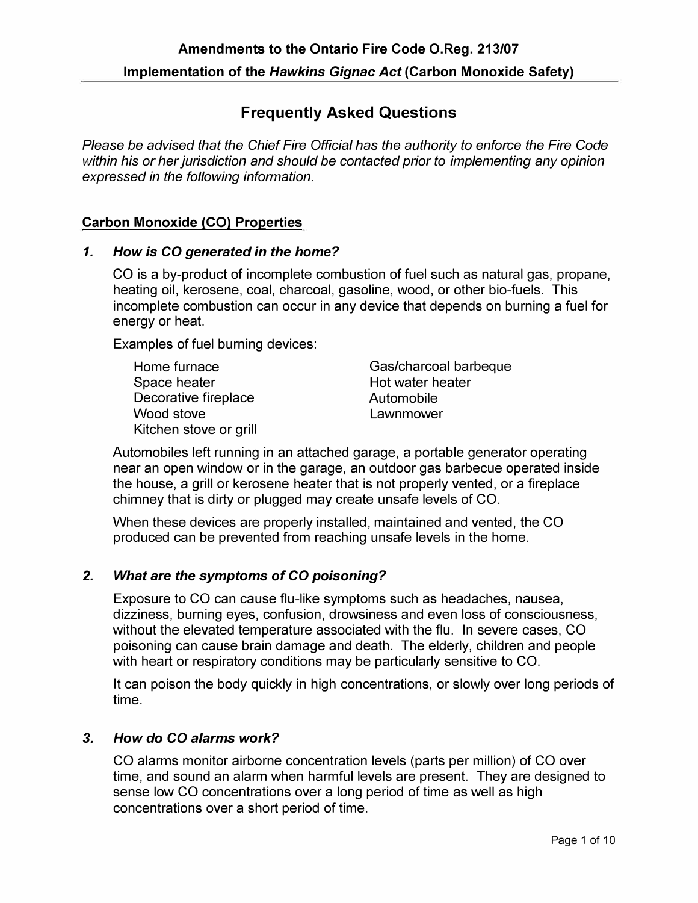**Amendments to the Ontario Fire Code O.Reg. 213/07**

**Implementation of the *Hawkins Gignac Act* (Carbon Monoxide Safety)**

# Frequently Asked Questions

*Please be advised that the Chief Fire Official has the authority to enforce the Fire Code within his or her jurisdiction and should be contacted prior to implementing any opinion expressed in the following information.*

## Carbon Monoxide (CO) Properties

### 1. *How is CO generated in the home?*

CO is a by-product of incomplete combustion of fuel such as natural gas, propane, heating oil, kerosene, coal, charcoal, gasoline, wood, or other bio-fuels. This incomplete combustion can occur in any device that depends on burning a fuel for energy or heat.

Examples of fuel burning devices:

- Home furnace
- Space heater
- Decorative fireplace
- Wood stove
- Kitchen stove or grill
- Gas/charcoal barbeque
- Hot water heater
- Automobile
- Lawnmower

Automobiles left running in an attached garage, a portable generator operating near an open window or in the garage, an outdoor gas barbecue operated inside the house, a grill or kerosene heater that is not properly vented, or a fireplace chimney that is dirty or plugged may create unsafe levels of CO.

When these devices are properly installed, maintained and vented, the CO produced can be prevented from reaching unsafe levels in the home.

### 2. *What are the symptoms of CO poisoning?*

Exposure to CO can cause flu-like symptoms such as headaches, nausea, dizziness, burning eyes, confusion, drowsiness and even loss of consciousness, without the elevated temperature associated with the flu. In severe cases, CO poisoning can cause brain damage and death. The elderly, children and people with heart or respiratory conditions may be particularly sensitive to CO.

It can poison the body quickly in high concentrations, or slowly over long periods of time.

### 3. *How do CO alarms work?*

CO alarms monitor airborne concentration levels (parts per million) of CO over time, and sound an alarm when harmful levels are present. They are designed to sense low CO concentrations over a long period of time as well as high concentrations over a short period of time.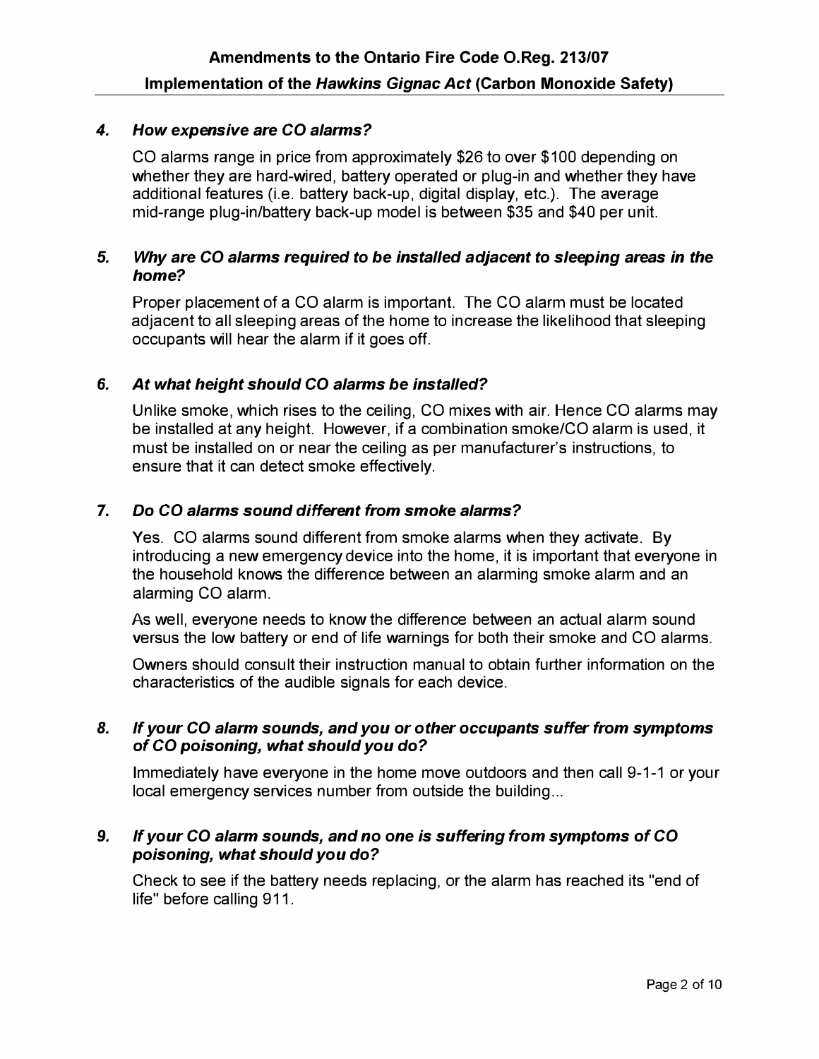### 4. *How expensive are CO alarms?*

CO alarms range in price from approximately $26 to over $100 depending on whether they are hard-wired, battery operated or plug-in and whether they have additional features (i.e. battery back-up, digital display, etc.). The average mid-range plug-in/battery back-up model is between $35 and $40 per unit.

### 5. *Why are CO alarms required to be installed adjacent to sleeping areas in the home?*

Proper placement of a CO alarm is important. The CO alarm must be located adjacent to all sleeping areas of the home to increase the likelihood that sleeping occupants will hear the alarm if it goes off.

### 6. *At what height should CO alarms be installed?*

Unlike smoke, which rises to the ceiling, CO mixes with air. Hence CO alarms may be installed at any height. However, if a combination smoke/CO alarm is used, it must be installed on or near the ceiling as per manufacturer's instructions, to ensure that it can detect smoke effectively.

### 7. *Do CO alarms sound different from smoke alarms?*

Yes. CO alarms sound different from smoke alarms when they activate. By introducing a new emergency device into the home, it is important that everyone in the household knows the difference between an alarming smoke alarm and an alarming CO alarm.

As well, everyone needs to know the difference between an actual alarm sound versus the low battery or end of life warnings for both their smoke and CO alarms.

Owners should consult their instruction manual to obtain further information on the characteristics of the audible signals for each device.

### 8. *If your CO alarm sounds, and you or other occupants suffer from symptoms of CO poisoning, what should you do?*

Immediately have everyone in the home move outdoors and then call 9-1-1 or your local emergency services number from outside the building...

### 9. *If your CO alarm sounds, and no one is suffering from symptoms of CO poisoning, what should you do?*

Check to see if the battery needs replacing, or the alarm has reached its "end of life" before calling 911.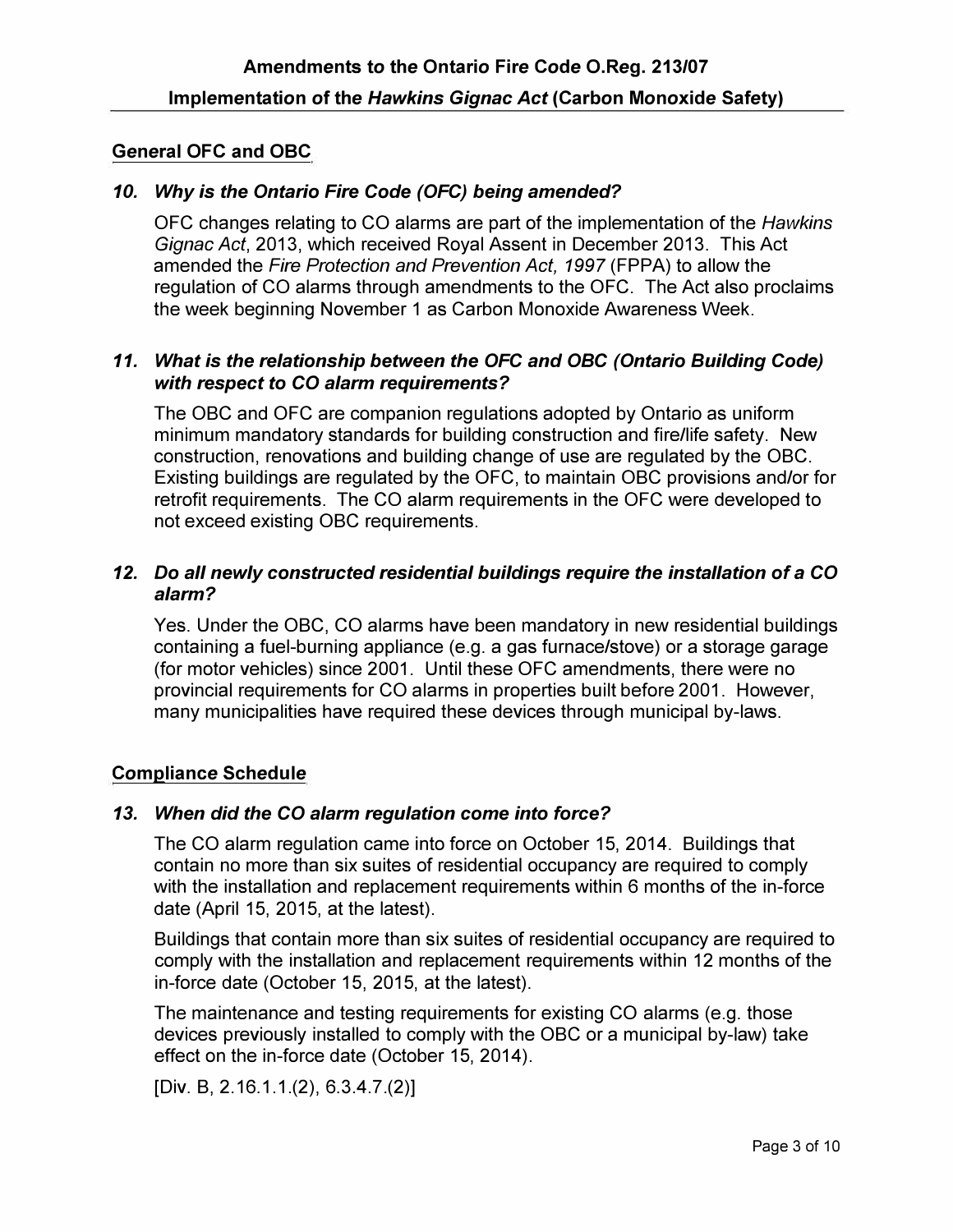## General OFC and OBC

### *10. Why is the Ontario Fire Code (OFC) being amended?*

OFC changes relating to CO alarms are part of the implementation of the *Hawkins Gignac Act*, 2013, which received Royal Assent in December 2013. This Act amended the *Fire Protection and Prevention Act, 1997* (FPPA) to allow the regulation of CO alarms through amendments to the OFC. The Act also proclaims the week beginning November 1 as Carbon Monoxide Awareness Week.

### *11. What is the relationship between the OFC and OBC (Ontario Building Code) with respect to CO alarm requirements?*

The OBC and OFC are companion regulations adopted by Ontario as uniform minimum mandatory standards for building construction and fire/life safety. New construction, renovations and building change of use are regulated by the OBC. Existing buildings are regulated by the OFC, to maintain OBC provisions and/or for retrofit requirements. The CO alarm requirements in the OFC were developed to not exceed existing OBC requirements.

### *12. Do all newly constructed residential buildings require the installation of a CO alarm?*

Yes. Under the OBC, CO alarms have been mandatory in new residential buildings containing a fuel-burning appliance (e.g. a gas furnace/stove) or a storage garage (for motor vehicles) since 2001. Until these OFC amendments, there were no provincial requirements for CO alarms in properties built before 2001. However, many municipalities have required these devices through municipal by-laws.

## Compliance Schedule

### *13. When did the CO alarm regulation come into force?*

The CO alarm regulation came into force on October 15, 2014. Buildings that contain no more than six suites of residential occupancy are required to comply with the installation and replacement requirements within 6 months of the in-force date (April 15, 2015, at the latest).

Buildings that contain more than six suites of residential occupancy are required to comply with the installation and replacement requirements within 12 months of the in-force date (October 15, 2015, at the latest).

The maintenance and testing requirements for existing CO alarms (e.g. those devices previously installed to comply with the OBC or a municipal by-law) take effect on the in-force date (October 15, 2014).

[Div. B, 2.16.1.1.(2), 6.3.4.7.(2)]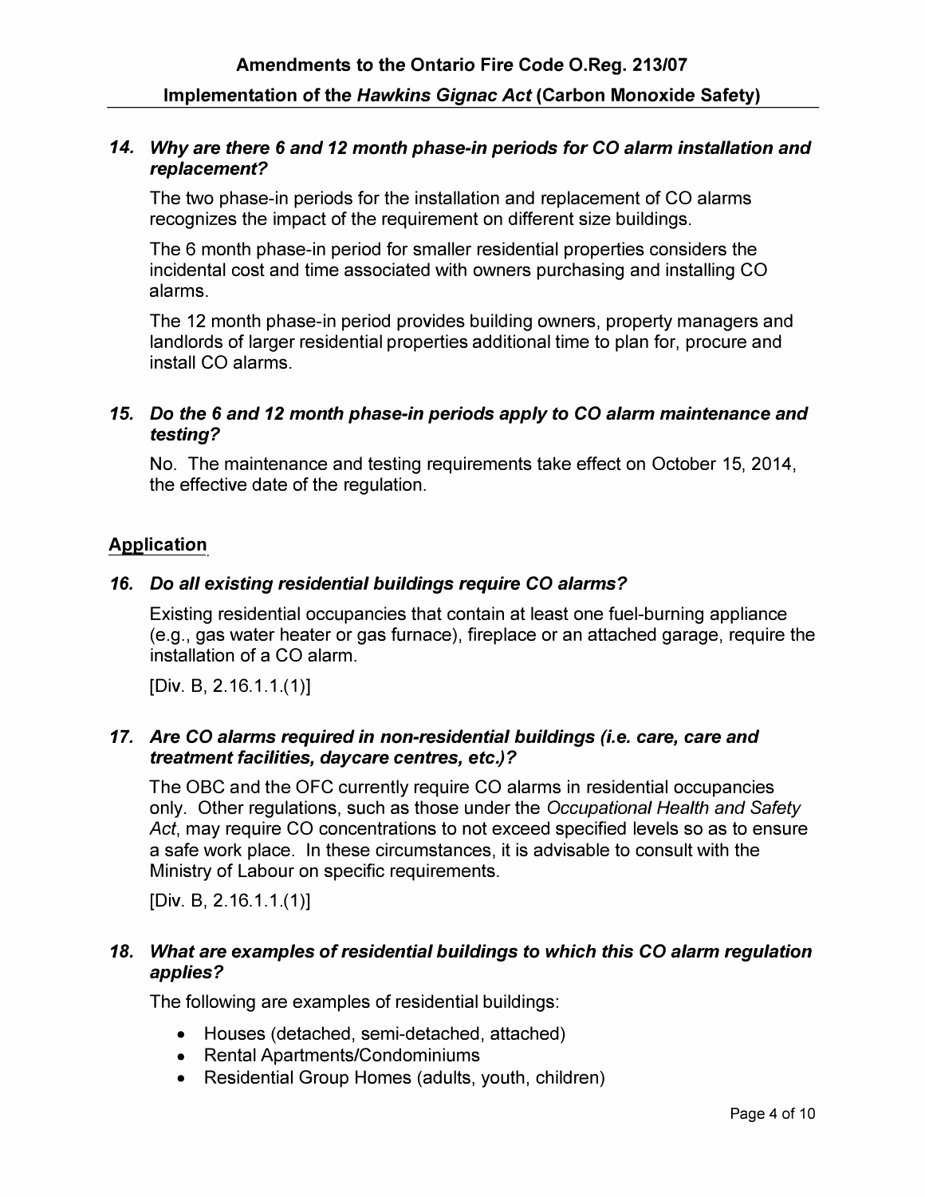### *14. Why are there 6 and 12 month phase-in periods for CO alarm installation and replacement?*

The two phase-in periods for the installation and replacement of CO alarms recognizes the impact of the requirement on different size buildings.

The 6 month phase-in period for smaller residential properties considers the incidental cost and time associated with owners purchasing and installing CO alarms.

The 12 month phase-in period provides building owners, property managers and landlords of larger residential properties additional time to plan for, procure and install CO alarms.

### *15. Do the 6 and 12 month phase-in periods apply to CO alarm maintenance and testing?*

No. The maintenance and testing requirements take effect on October 15, 2014, the effective date of the regulation.

## Application

### *16. Do all existing residential buildings require CO alarms?*

Existing residential occupancies that contain at least one fuel-burning appliance (e.g., gas water heater or gas furnace), fireplace or an attached garage, require the installation of a CO alarm.

[Div. B, 2.16.1.1.(1)]

### *17. Are CO alarms required in non-residential buildings (i.e. care, care and treatment facilities, daycare centres, etc.)?*

The OBC and the OFC currently require CO alarms in residential occupancies only. Other regulations, such as those under the *Occupational Health and Safety Act*, may require CO concentrations to not exceed specified levels so as to ensure a safe work place. In these circumstances, it is advisable to consult with the Ministry of Labour on specific requirements.

[Div. B, 2.16.1.1.(1)]

### *18. What are examples of residential buildings to which this CO alarm regulation applies?*

The following are examples of residential buildings:

- Houses (detached, semi-detached, attached)
- Rental Apartments/Condominiums
- Residential Group Homes (adults, youth, children)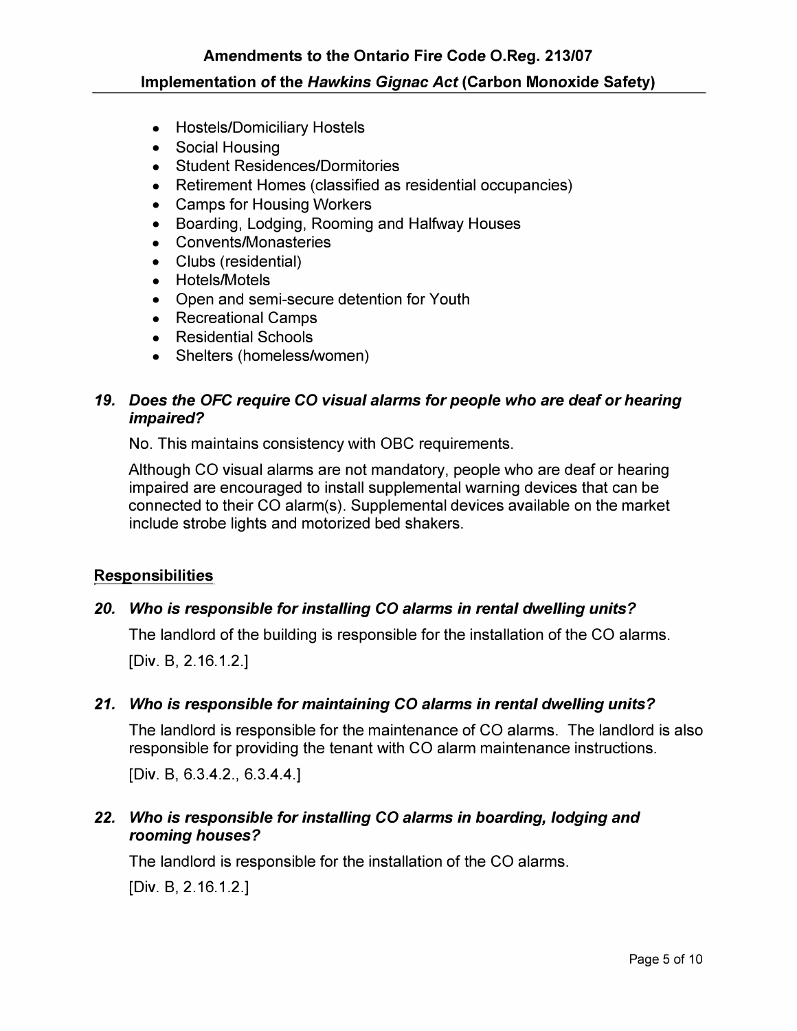- Hostels/Domiciliary Hostels
- Social Housing
- Student Residences/Dormitories
- Retirement Homes (classified as residential occupancies)
- Camps for Housing Workers
- Boarding, Lodging, Rooming and Halfway Houses
- Convents/Monasteries
- Clubs (residential)
- Hotels/Motels
- Open and semi-secure detention for Youth
- Recreational Camps
- Residential Schools
- Shelters (homeless/women)

***19. Does the OFC require CO visual alarms for people who are deaf or hearing impaired?***

No. This maintains consistency with OBC requirements.

Although CO visual alarms are not mandatory, people who are deaf or hearing impaired are encouraged to install supplemental warning devices that can be connected to their CO alarm(s). Supplemental devices available on the market include strobe lights and motorized bed shakers.

## Responsibilities

***20. Who is responsible for installing CO alarms in rental dwelling units?***

The landlord of the building is responsible for the installation of the CO alarms.

[Div. B, 2.16.1.2.]

***21. Who is responsible for maintaining CO alarms in rental dwelling units?***

The landlord is responsible for the maintenance of CO alarms. The landlord is also responsible for providing the tenant with CO alarm maintenance instructions.

[Div. B, 6.3.4.2., 6.3.4.4.]

***22. Who is responsible for installing CO alarms in boarding, lodging and rooming houses?***

The landlord is responsible for the installation of the CO alarms.

[Div. B, 2.16.1.2.]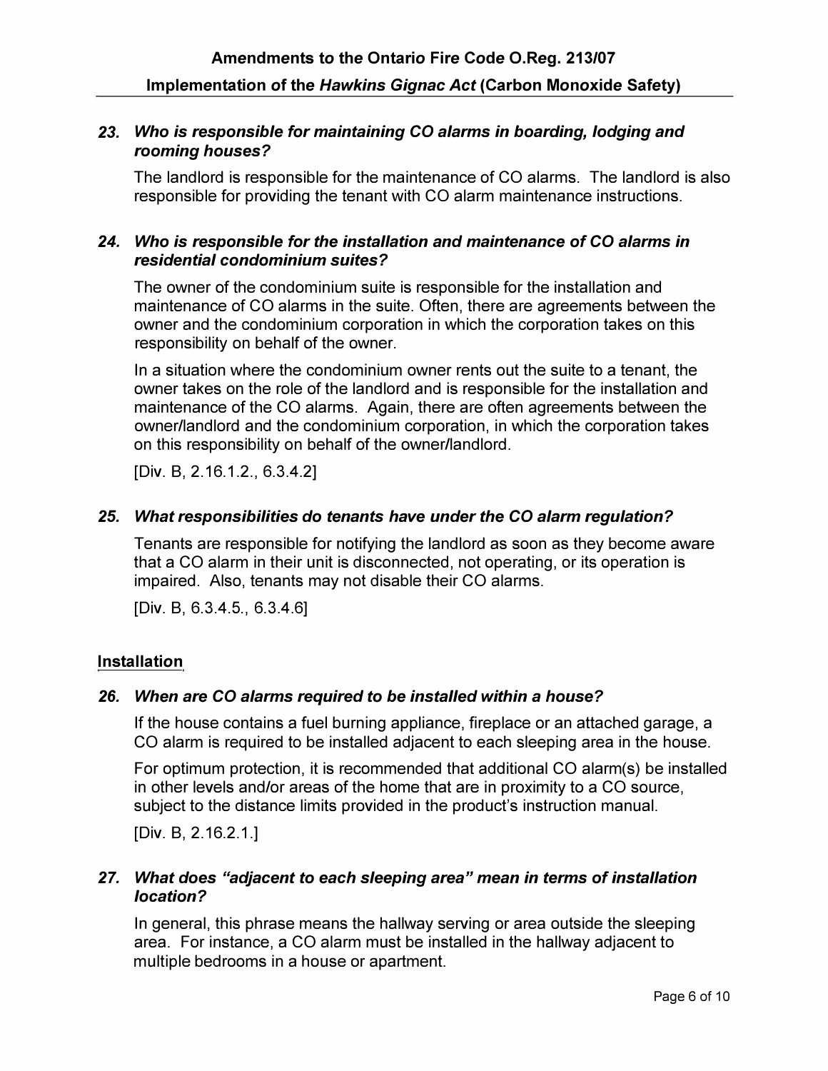### 23. *Who is responsible for maintaining CO alarms in boarding, lodging and rooming houses?*

The landlord is responsible for the maintenance of CO alarms. The landlord is also responsible for providing the tenant with CO alarm maintenance instructions.

### 24. *Who is responsible for the installation and maintenance of CO alarms in residential condominium suites?*

The owner of the condominium suite is responsible for the installation and maintenance of CO alarms in the suite. Often, there are agreements between the owner and the condominium corporation in which the corporation takes on this responsibility on behalf of the owner.

In a situation where the condominium owner rents out the suite to a tenant, the owner takes on the role of the landlord and is responsible for the installation and maintenance of the CO alarms. Again, there are often agreements between the owner/landlord and the condominium corporation, in which the corporation takes on this responsibility on behalf of the owner/landlord.

[Div. B, 2.16.1.2., 6.3.4.2]

### 25. *What responsibilities do tenants have under the CO alarm regulation?*

Tenants are responsible for notifying the landlord as soon as they become aware that a CO alarm in their unit is disconnected, not operating, or its operation is impaired. Also, tenants may not disable their CO alarms.

[Div. B, 6.3.4.5., 6.3.4.6]

## Installation

### 26. *When are CO alarms required to be installed within a house?*

If the house contains a fuel burning appliance, fireplace or an attached garage, a CO alarm is required to be installed adjacent to each sleeping area in the house.

For optimum protection, it is recommended that additional CO alarm(s) be installed in other levels and/or areas of the home that are in proximity to a CO source, subject to the distance limits provided in the product's instruction manual.

[Div. B, 2.16.2.1.]

### 27. *What does "adjacent to each sleeping area" mean in terms of installation location?*

In general, this phrase means the hallway serving or area outside the sleeping area. For instance, a CO alarm must be installed in the hallway adjacent to multiple bedrooms in a house or apartment.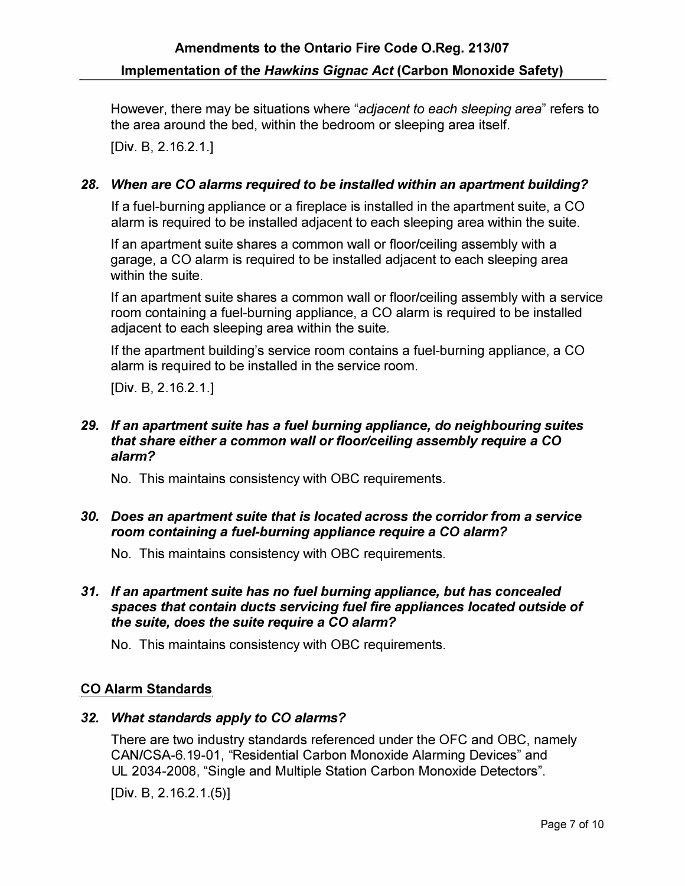However, there may be situations where "*adjacent to each sleeping area*" refers to the area around the bed, within the bedroom or sleeping area itself.

[Div. B, 2.16.2.1.]

### *28. When are CO alarms required to be installed within an apartment building?*

If a fuel-burning appliance or a fireplace is installed in the apartment suite, a CO alarm is required to be installed adjacent to each sleeping area within the suite.

If an apartment suite shares a common wall or floor/ceiling assembly with a garage, a CO alarm is required to be installed adjacent to each sleeping area within the suite.

If an apartment suite shares a common wall or floor/ceiling assembly with a service room containing a fuel-burning appliance, a CO alarm is required to be installed adjacent to each sleeping area within the suite.

If the apartment building's service room contains a fuel-burning appliance, a CO alarm is required to be installed in the service room.

[Div. B, 2.16.2.1.]

### *29. If an apartment suite has a fuel burning appliance, do neighbouring suites that share either a common wall or floor/ceiling assembly require a CO alarm?*

No. This maintains consistency with OBC requirements.

### *30. Does an apartment suite that is located across the corridor from a service room containing a fuel-burning appliance require a CO alarm?*

No. This maintains consistency with OBC requirements.

### *31. If an apartment suite has no fuel burning appliance, but has concealed spaces that contain ducts servicing fuel fire appliances located outside of the suite, does the suite require a CO alarm?*

No. This maintains consistency with OBC requirements.

## CO Alarm Standards

### *32. What standards apply to CO alarms?*

There are two industry standards referenced under the OFC and OBC, namely CAN/CSA-6.19-01, "Residential Carbon Monoxide Alarming Devices" and UL 2034-2008, "Single and Multiple Station Carbon Monoxide Detectors".

[Div. B, 2.16.2.1.(5)]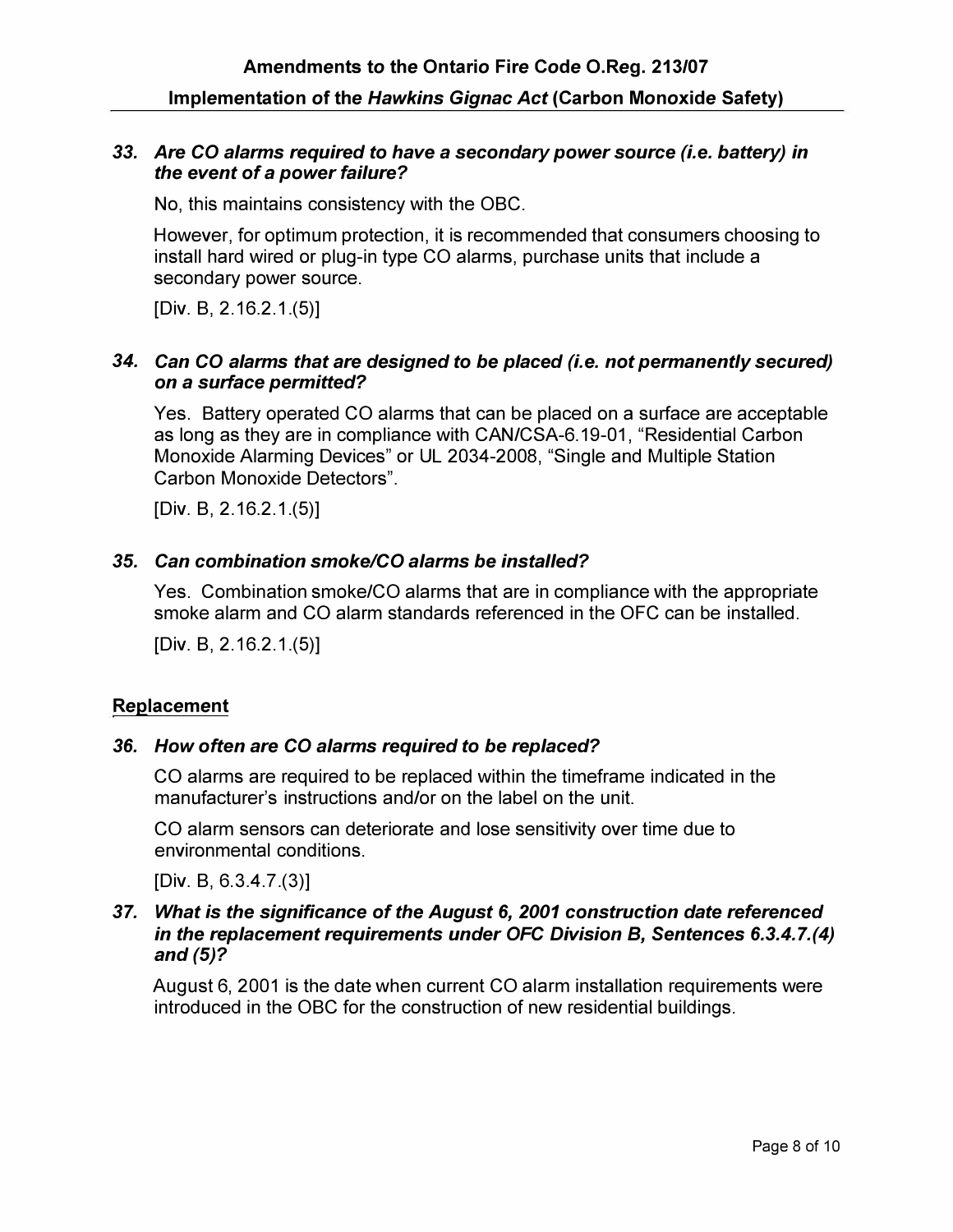### *33. Are CO alarms required to have a secondary power source (i.e. battery) in the event of a power failure?*

No, this maintains consistency with the OBC.

However, for optimum protection, it is recommended that consumers choosing to install hard wired or plug-in type CO alarms, purchase units that include a secondary power source.

[Div. B, 2.16.2.1.(5)]

### *34. Can CO alarms that are designed to be placed (i.e. not permanently secured) on a surface permitted?*

Yes. Battery operated CO alarms that can be placed on a surface are acceptable as long as they are in compliance with CAN/CSA-6.19-01, "Residential Carbon Monoxide Alarming Devices" or UL 2034-2008, "Single and Multiple Station Carbon Monoxide Detectors".

[Div. B, 2.16.2.1.(5)]

### *35. Can combination smoke/CO alarms be installed?*

Yes. Combination smoke/CO alarms that are in compliance with the appropriate smoke alarm and CO alarm standards referenced in the OFC can be installed.

[Div. B, 2.16.2.1.(5)]

## Replacement

### *36. How often are CO alarms required to be replaced?*

CO alarms are required to be replaced within the timeframe indicated in the manufacturer's instructions and/or on the label on the unit.

CO alarm sensors can deteriorate and lose sensitivity over time due to environmental conditions.

[Div. B, 6.3.4.7.(3)]

### *37. What is the significance of the August 6, 2001 construction date referenced in the replacement requirements under OFC Division B, Sentences 6.3.4.7.(4) and (5)?*

August 6, 2001 is the date when current CO alarm installation requirements were introduced in the OBC for the construction of new residential buildings.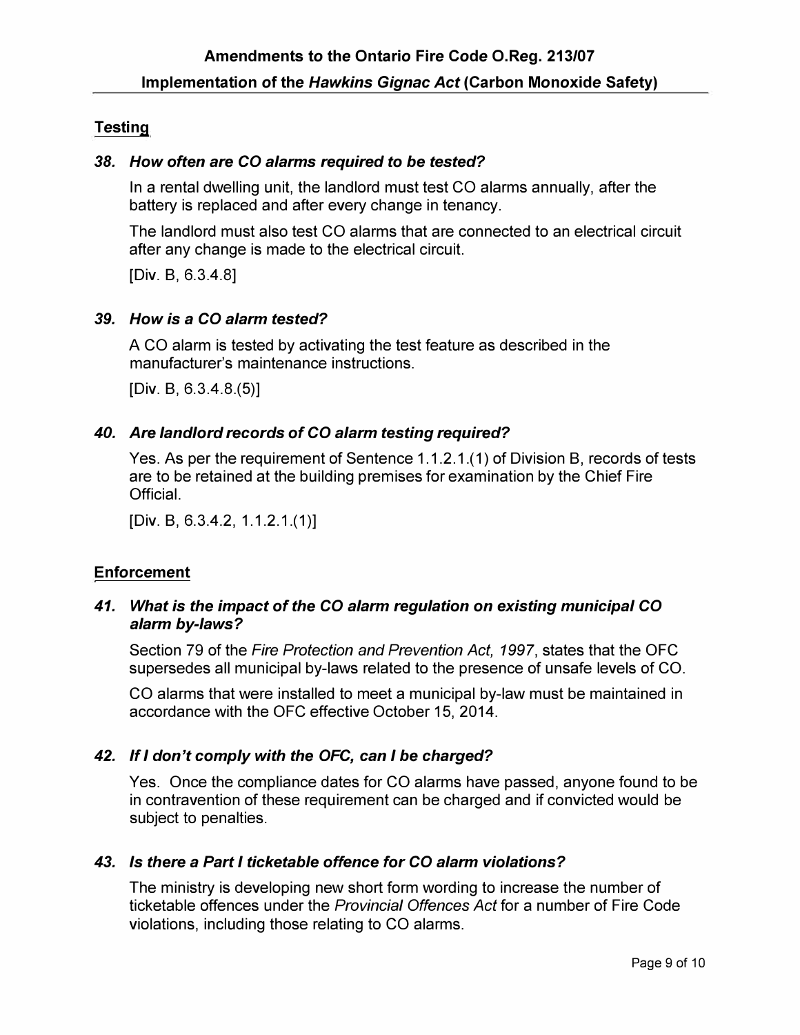## Testing

### *38. How often are CO alarms required to be tested?*

In a rental dwelling unit, the landlord must test CO alarms annually, after the battery is replaced and after every change in tenancy.

The landlord must also test CO alarms that are connected to an electrical circuit after any change is made to the electrical circuit.

[Div. B, 6.3.4.8]

### *39. How is a CO alarm tested?*

A CO alarm is tested by activating the test feature as described in the manufacturer's maintenance instructions.

[Div. B, 6.3.4.8.(5)]

### *40. Are landlord records of CO alarm testing required?*

Yes. As per the requirement of Sentence 1.1.2.1.(1) of Division B, records of tests are to be retained at the building premises for examination by the Chief Fire Official.

[Div. B, 6.3.4.2, 1.1.2.1.(1)]

## Enforcement

### *41. What is the impact of the CO alarm regulation on existing municipal CO alarm by-laws?*

Section 79 of the *Fire Protection and Prevention Act, 1997*, states that the OFC supersedes all municipal by-laws related to the presence of unsafe levels of CO.

CO alarms that were installed to meet a municipal by-law must be maintained in accordance with the OFC effective October 15, 2014.

### *42. If I don't comply with the OFC, can I be charged?*

Yes. Once the compliance dates for CO alarms have passed, anyone found to be in contravention of these requirement can be charged and if convicted would be subject to penalties.

### *43. Is there a Part I ticketable offence for CO alarm violations?*

The ministry is developing new short form wording to increase the number of ticketable offences under the *Provincial Offences Act* for a number of Fire Code violations, including those relating to CO alarms.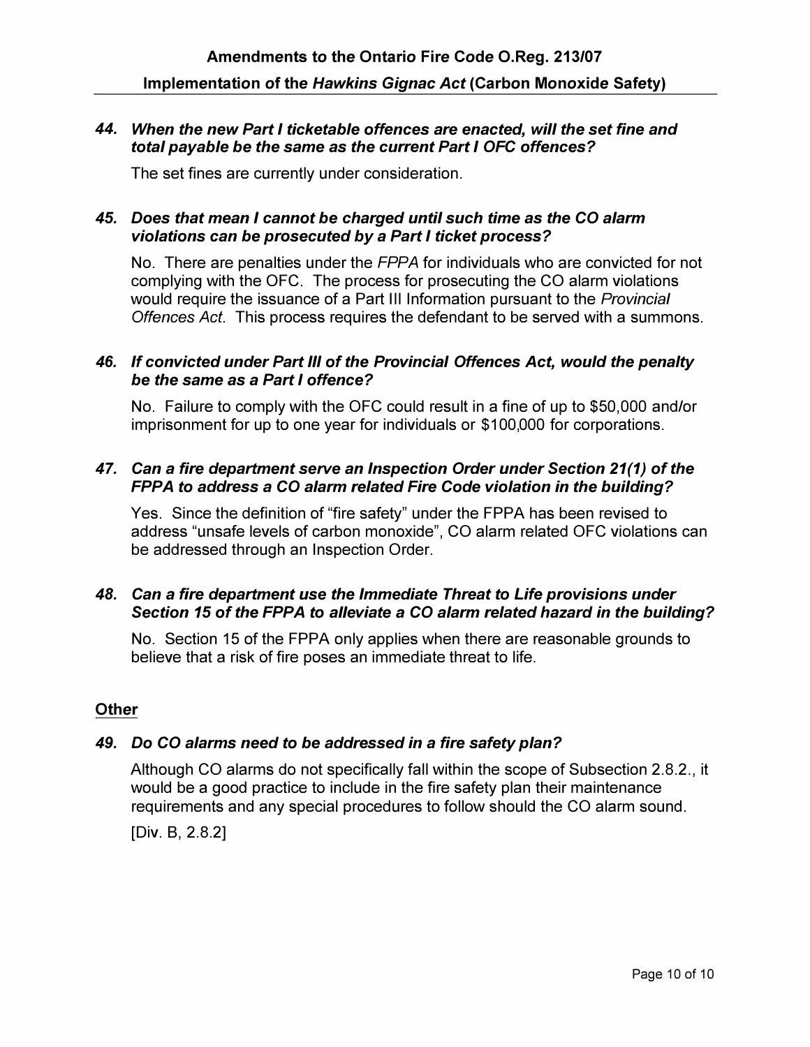### 44. *When the new Part I ticketable offences are enacted, will the set fine and total payable be the same as the current Part I OFC offences?*

The set fines are currently under consideration.

### 45. *Does that mean I cannot be charged until such time as the CO alarm violations can be prosecuted by a Part I ticket process?*

No. There are penalties under the *FPPA* for individuals who are convicted for not complying with the OFC. The process for prosecuting the CO alarm violations would require the issuance of a Part III Information pursuant to the *Provincial Offences Act*. This process requires the defendant to be served with a summons.

### 46. *If convicted under Part III of the Provincial Offences Act, would the penalty be the same as a Part I offence?*

No. Failure to comply with the OFC could result in a fine of up to $50,000 and/or imprisonment for up to one year for individuals or $100,000 for corporations.

### 47. *Can a fire department serve an Inspection Order under Section 21(1) of the FPPA to address a CO alarm related Fire Code violation in the building?*

Yes. Since the definition of "fire safety" under the FPPA has been revised to address "unsafe levels of carbon monoxide", CO alarm related OFC violations can be addressed through an Inspection Order.

### 48. *Can a fire department use the Immediate Threat to Life provisions under Section 15 of the FPPA to alleviate a CO alarm related hazard in the building?*

No. Section 15 of the FPPA only applies when there are reasonable grounds to believe that a risk of fire poses an immediate threat to life.

## Other

### 49. *Do CO alarms need to be addressed in a fire safety plan?*

Although CO alarms do not specifically fall within the scope of Subsection 2.8.2., it would be a good practice to include in the fire safety plan their maintenance requirements and any special procedures to follow should the CO alarm sound.

[Div. B, 2.8.2]